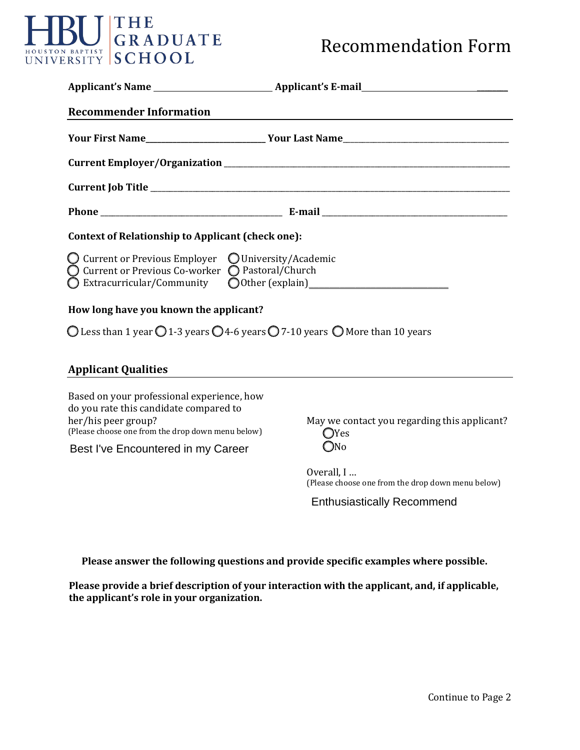HBU HOUSTON BAPTIST UNIVERSITY | THE GRADUATE SCHOOL

# Recommendation Form

**Applicant's Name** ____________________ **Applicant's E-mail** ____________________

## Recommender Information

**Your First Name** ____________________ **Your Last Name** ____________________

**Current Employer/Organization** ____________________

**Current Job Title** ____________________

**Phone** ____________________ **E-mail** ____________________

**Context of Relationship to Applicant (check one):**

- ◯ Current or Previous Employer
- ◯ University/Academic
- ◯ Current or Previous Co-worker
- ◯ Pastoral/Church
- ◯ Extracurricular/Community
- ◯ Other (explain) ____________________

**How long have you known the applicant?**

◯ Less than 1 year ◯ 1-3 years ◯ 4-6 years ◯ 7-10 years ◯ More than 10 years

## Applicant Qualities

Based on your professional experience, how do you rate this candidate compared to her/his peer group?
(Please choose one from the drop down menu below)

Best I've Encountered in my Career

May we contact you regarding this applicant?
◯ Yes
◯ No

Overall, I ...
(Please choose one from the drop down menu below)

Enthusiastically Recommend

**Please answer the following questions and provide specific examples where possible.**

**Please provide a brief description of your interaction with the applicant, and, if applicable, the applicant's role in your organization.**

Continue to Page 2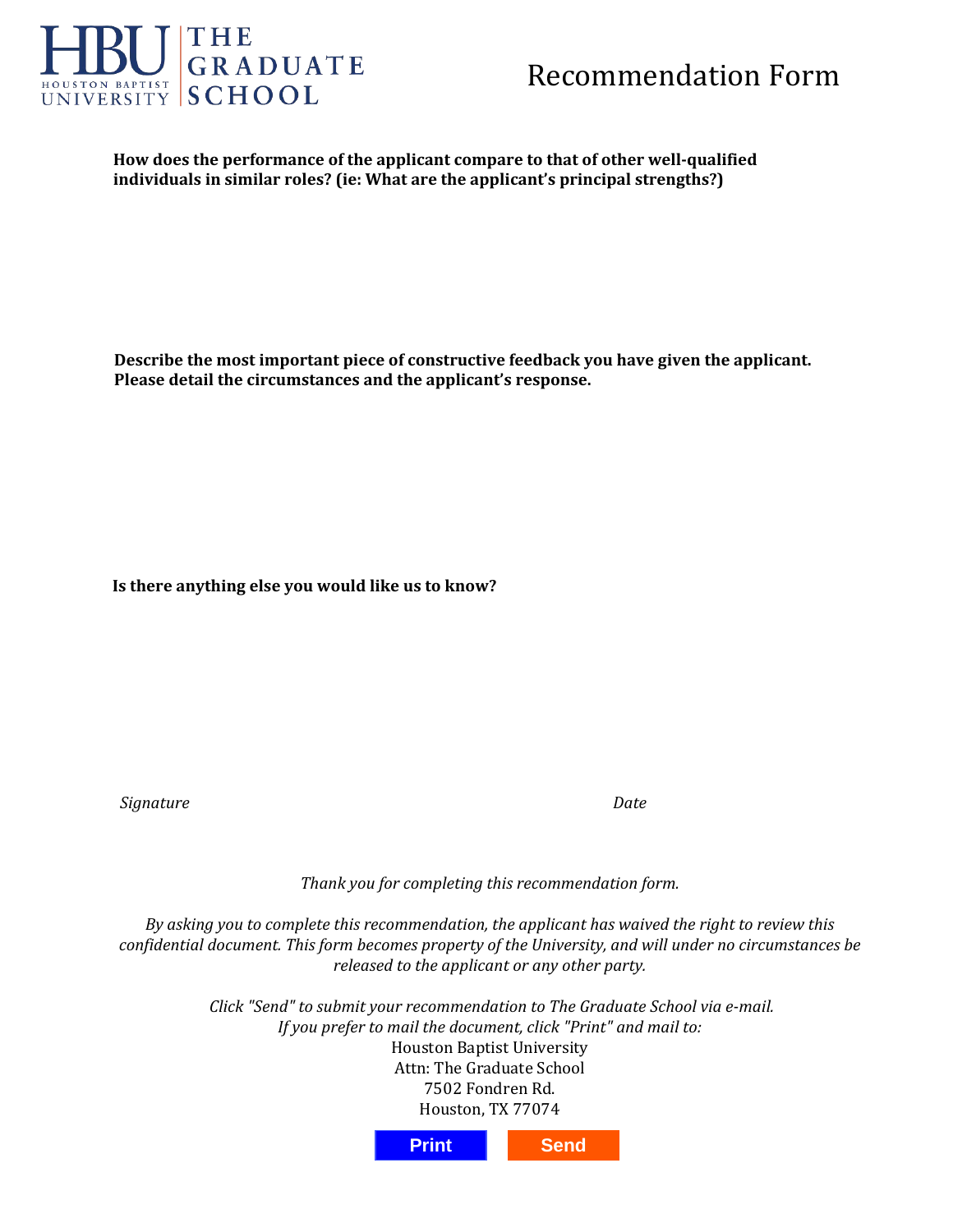HBU HOUSTON BAPTIST UNIVERSITY | THE GRADUATE SCHOOL

# Recommendation Form

**How does the performance of the applicant compare to that of other well-qualified individuals in similar roles? (ie: What are the applicant's principal strengths?)**

**Describe the most important piece of constructive feedback you have given the applicant. Please detail the circumstances and the applicant's response.**

**Is there anything else you would like us to know?**

*Signature* *Date*

*Thank you for completing this recommendation form.*

*By asking you to complete this recommendation, the applicant has waived the right to review this confidential document. This form becomes property of the University, and will under no circumstances be released to the applicant or any other party.*

*Click "Send" to submit your recommendation to The Graduate School via e-mail.*
*If you prefer to mail the document, click "Print" and mail to:*

Houston Baptist University
Attn: The Graduate School
7502 Fondren Rd.
Houston, TX 77074

Print Send